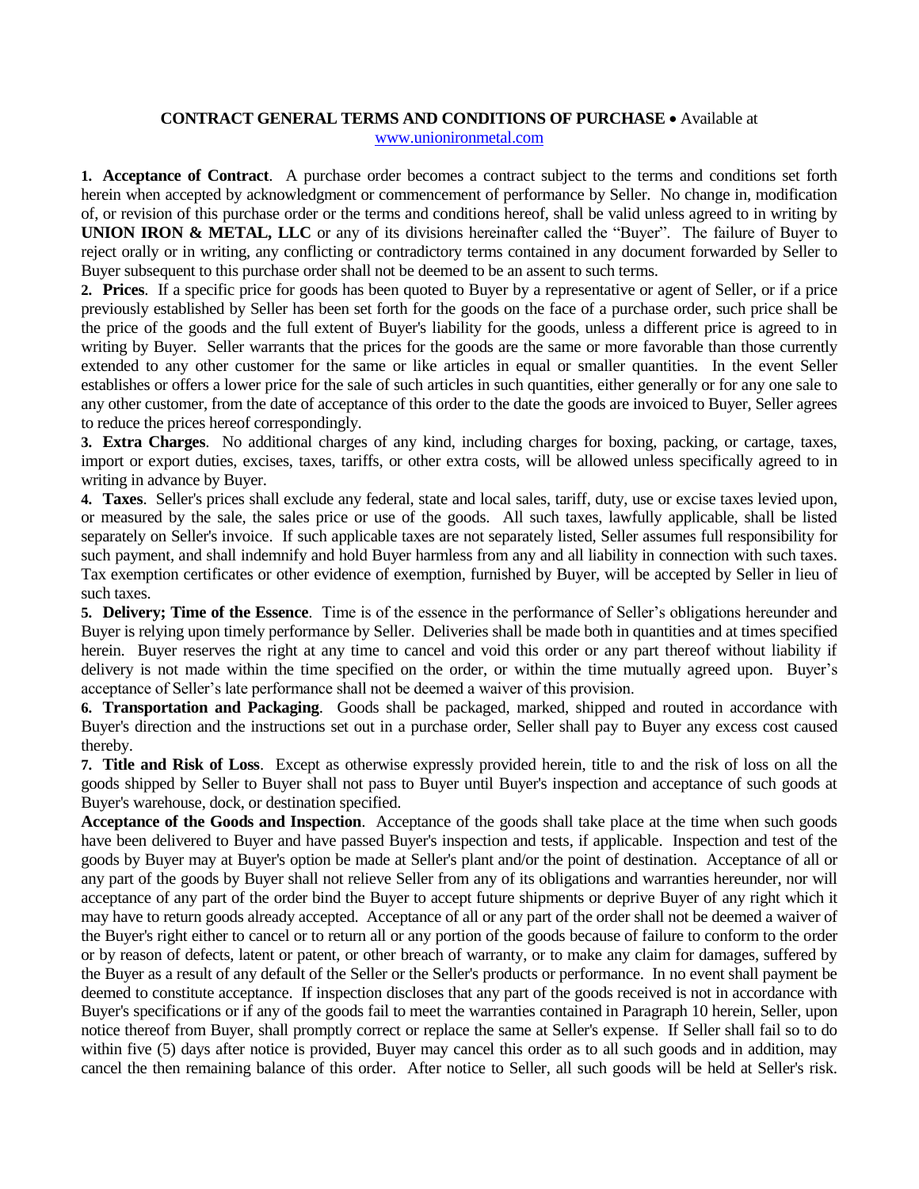**CONTRACT GENERAL TERMS AND CONDITIONS OF PURCHASE** • Available at [www.unionironmetal.com](http://www.unionironmetal.com)

**1. Acceptance of Contract**. A purchase order becomes a contract subject to the terms and conditions set forth herein when accepted by acknowledgment or commencement of performance by Seller. No change in, modification of, or revision of this purchase order or the terms and conditions hereof, shall be valid unless agreed to in writing by **UNION IRON & METAL, LLC** or any of its divisions hereinafter called the "Buyer". The failure of Buyer to reject orally or in writing, any conflicting or contradictory terms contained in any document forwarded by Seller to Buyer subsequent to this purchase order shall not be deemed to be an assent to such terms.

**2. Prices**. If a specific price for goods has been quoted to Buyer by a representative or agent of Seller, or if a price previously established by Seller has been set forth for the goods on the face of a purchase order, such price shall be the price of the goods and the full extent of Buyer's liability for the goods, unless a different price is agreed to in writing by Buyer. Seller warrants that the prices for the goods are the same or more favorable than those currently extended to any other customer for the same or like articles in equal or smaller quantities. In the event Seller establishes or offers a lower price for the sale of such articles in such quantities, either generally or for any one sale to any other customer, from the date of acceptance of this order to the date the goods are invoiced to Buyer, Seller agrees to reduce the prices hereof correspondingly.

**3. Extra Charges**. No additional charges of any kind, including charges for boxing, packing, or cartage, taxes, import or export duties, excises, taxes, tariffs, or other extra costs, will be allowed unless specifically agreed to in writing in advance by Buyer.

**4. Taxes**. Seller's prices shall exclude any federal, state and local sales, tariff, duty, use or excise taxes levied upon, or measured by the sale, the sales price or use of the goods. All such taxes, lawfully applicable, shall be listed separately on Seller's invoice. If such applicable taxes are not separately listed, Seller assumes full responsibility for such payment, and shall indemnify and hold Buyer harmless from any and all liability in connection with such taxes. Tax exemption certificates or other evidence of exemption, furnished by Buyer, will be accepted by Seller in lieu of such taxes.

**5. Delivery; Time of the Essence**. Time is of the essence in the performance of Seller's obligations hereunder and Buyer is relying upon timely performance by Seller. Deliveries shall be made both in quantities and at times specified herein. Buyer reserves the right at any time to cancel and void this order or any part thereof without liability if delivery is not made within the time specified on the order, or within the time mutually agreed upon. Buyer's acceptance of Seller's late performance shall not be deemed a waiver of this provision.

**6. Transportation and Packaging**. Goods shall be packaged, marked, shipped and routed in accordance with Buyer's direction and the instructions set out in a purchase order, Seller shall pay to Buyer any excess cost caused thereby.

**7. Title and Risk of Loss**. Except as otherwise expressly provided herein, title to and the risk of loss on all the goods shipped by Seller to Buyer shall not pass to Buyer until Buyer's inspection and acceptance of such goods at Buyer's warehouse, dock, or destination specified.

**Acceptance of the Goods and Inspection**. Acceptance of the goods shall take place at the time when such goods have been delivered to Buyer and have passed Buyer's inspection and tests, if applicable. Inspection and test of the goods by Buyer may at Buyer's option be made at Seller's plant and/or the point of destination. Acceptance of all or any part of the goods by Buyer shall not relieve Seller from any of its obligations and warranties hereunder, nor will acceptance of any part of the order bind the Buyer to accept future shipments or deprive Buyer of any right which it may have to return goods already accepted. Acceptance of all or any part of the order shall not be deemed a waiver of the Buyer's right either to cancel or to return all or any portion of the goods because of failure to conform to the order or by reason of defects, latent or patent, or other breach of warranty, or to make any claim for damages, suffered by the Buyer as a result of any default of the Seller or the Seller's products or performance. In no event shall payment be deemed to constitute acceptance. If inspection discloses that any part of the goods received is not in accordance with Buyer's specifications or if any of the goods fail to meet the warranties contained in Paragraph 10 herein, Seller, upon notice thereof from Buyer, shall promptly correct or replace the same at Seller's expense. If Seller shall fail so to do within five (5) days after notice is provided, Buyer may cancel this order as to all such goods and in addition, may cancel the then remaining balance of this order. After notice to Seller, all such goods will be held at Seller's risk.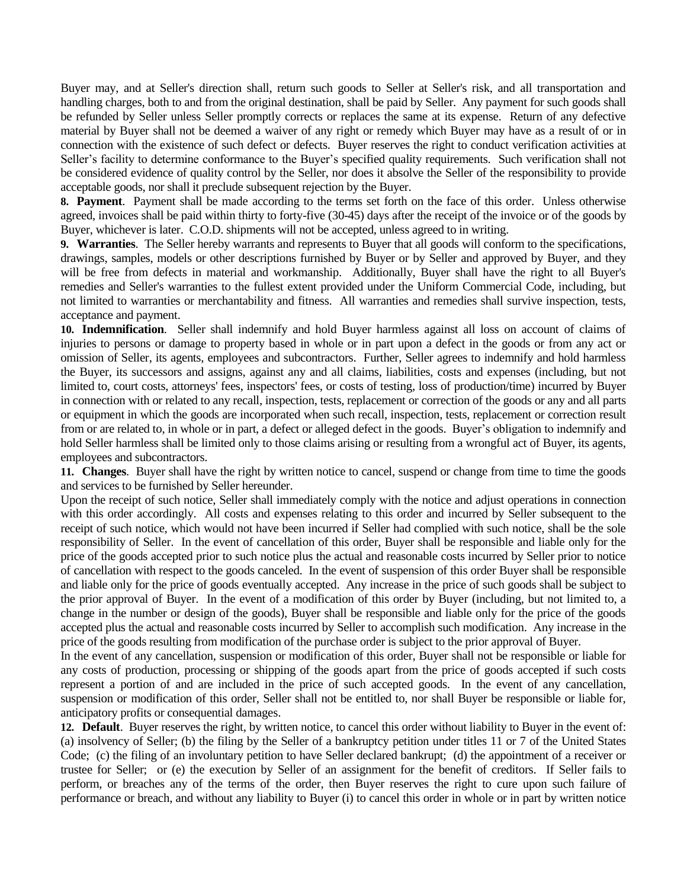Buyer may, and at Seller's direction shall, return such goods to Seller at Seller's risk, and all transportation and handling charges, both to and from the original destination, shall be paid by Seller. Any payment for such goods shall be refunded by Seller unless Seller promptly corrects or replaces the same at its expense. Return of any defective material by Buyer shall not be deemed a waiver of any right or remedy which Buyer may have as a result of or in connection with the existence of such defect or defects. Buyer reserves the right to conduct verification activities at Seller's facility to determine conformance to the Buyer's specified quality requirements. Such verification shall not be considered evidence of quality control by the Seller, nor does it absolve the Seller of the responsibility to provide acceptable goods, nor shall it preclude subsequent rejection by the Buyer.

**8. Payment**. Payment shall be made according to the terms set forth on the face of this order. Unless otherwise agreed, invoices shall be paid within thirty to forty-five (30-45) days after the receipt of the invoice or of the goods by Buyer, whichever is later. C.O.D. shipments will not be accepted, unless agreed to in writing.

**9. Warranties**. The Seller hereby warrants and represents to Buyer that all goods will conform to the specifications, drawings, samples, models or other descriptions furnished by Buyer or by Seller and approved by Buyer, and they will be free from defects in material and workmanship. Additionally, Buyer shall have the right to all Buyer's remedies and Seller's warranties to the fullest extent provided under the Uniform Commercial Code, including, but not limited to warranties or merchantability and fitness. All warranties and remedies shall survive inspection, tests, acceptance and payment.

**10. Indemnification**. Seller shall indemnify and hold Buyer harmless against all loss on account of claims of injuries to persons or damage to property based in whole or in part upon a defect in the goods or from any act or omission of Seller, its agents, employees and subcontractors. Further, Seller agrees to indemnify and hold harmless the Buyer, its successors and assigns, against any and all claims, liabilities, costs and expenses (including, but not limited to, court costs, attorneys' fees, inspectors' fees, or costs of testing, loss of production/time) incurred by Buyer in connection with or related to any recall, inspection, tests, replacement or correction of the goods or any and all parts or equipment in which the goods are incorporated when such recall, inspection, tests, replacement or correction result from or are related to, in whole or in part, a defect or alleged defect in the goods. Buyer's obligation to indemnify and hold Seller harmless shall be limited only to those claims arising or resulting from a wrongful act of Buyer, its agents, employees and subcontractors.

**11. Changes**. Buyer shall have the right by written notice to cancel, suspend or change from time to time the goods and services to be furnished by Seller hereunder.

Upon the receipt of such notice, Seller shall immediately comply with the notice and adjust operations in connection with this order accordingly. All costs and expenses relating to this order and incurred by Seller subsequent to the receipt of such notice, which would not have been incurred if Seller had complied with such notice, shall be the sole responsibility of Seller. In the event of cancellation of this order, Buyer shall be responsible and liable only for the price of the goods accepted prior to such notice plus the actual and reasonable costs incurred by Seller prior to notice of cancellation with respect to the goods canceled. In the event of suspension of this order Buyer shall be responsible and liable only for the price of goods eventually accepted. Any increase in the price of such goods shall be subject to the prior approval of Buyer. In the event of a modification of this order by Buyer (including, but not limited to, a change in the number or design of the goods), Buyer shall be responsible and liable only for the price of the goods accepted plus the actual and reasonable costs incurred by Seller to accomplish such modification. Any increase in the price of the goods resulting from modification of the purchase order is subject to the prior approval of Buyer.

In the event of any cancellation, suspension or modification of this order, Buyer shall not be responsible or liable for any costs of production, processing or shipping of the goods apart from the price of goods accepted if such costs represent a portion of and are included in the price of such accepted goods. In the event of any cancellation, suspension or modification of this order, Seller shall not be entitled to, nor shall Buyer be responsible or liable for, anticipatory profits or consequential damages.

**12. Default**. Buyer reserves the right, by written notice, to cancel this order without liability to Buyer in the event of: (a) insolvency of Seller; (b) the filing by the Seller of a bankruptcy petition under titles 11 or 7 of the United States Code; (c) the filing of an involuntary petition to have Seller declared bankrupt; (d) the appointment of a receiver or trustee for Seller; or (e) the execution by Seller of an assignment for the benefit of creditors. If Seller fails to perform, or breaches any of the terms of the order, then Buyer reserves the right to cure upon such failure of performance or breach, and without any liability to Buyer (i) to cancel this order in whole or in part by written notice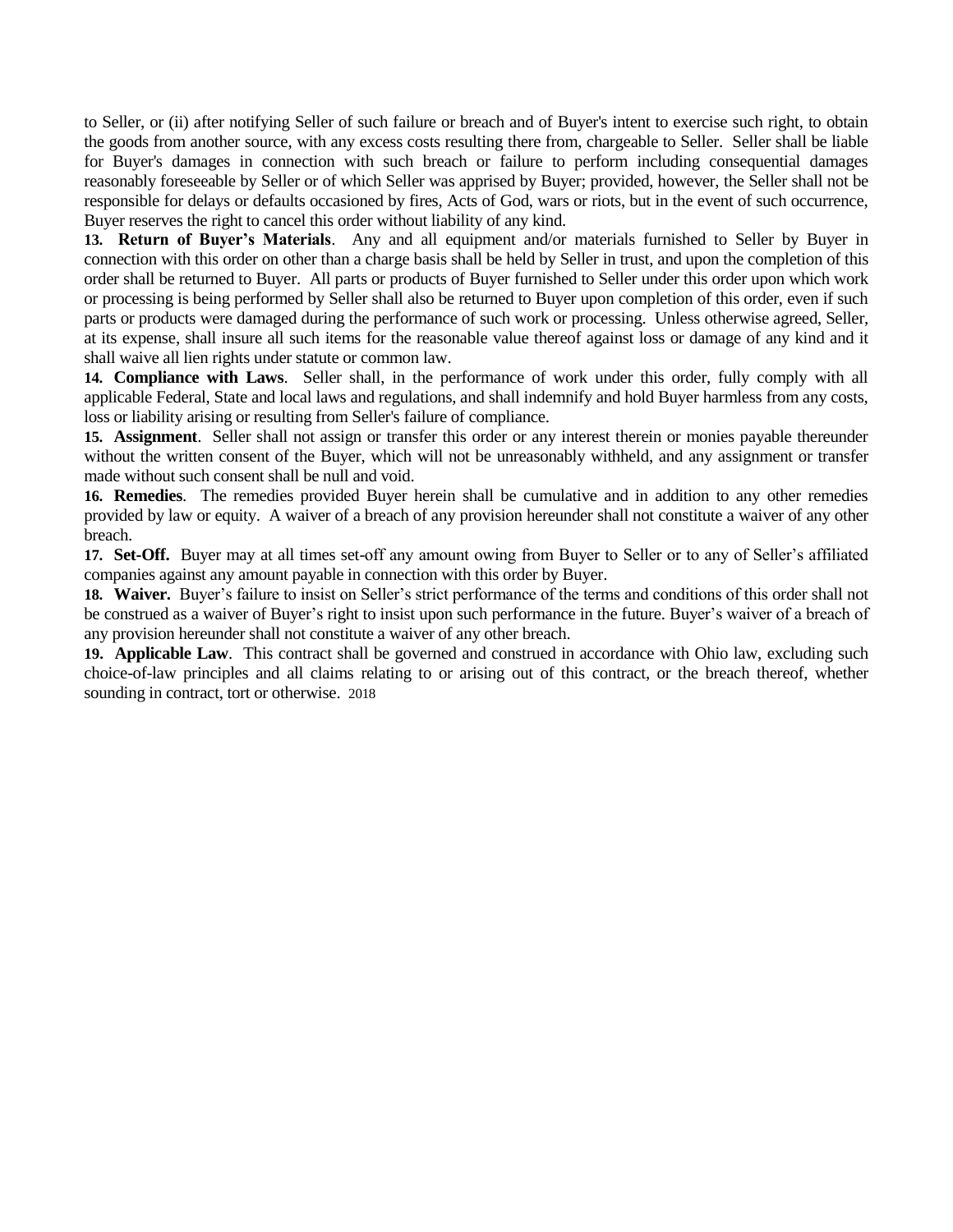to Seller, or (ii) after notifying Seller of such failure or breach and of Buyer's intent to exercise such right, to obtain the goods from another source, with any excess costs resulting there from, chargeable to Seller. Seller shall be liable for Buyer's damages in connection with such breach or failure to perform including consequential damages reasonably foreseeable by Seller or of which Seller was apprised by Buyer; provided, however, the Seller shall not be responsible for delays or defaults occasioned by fires, Acts of God, wars or riots, but in the event of such occurrence, Buyer reserves the right to cancel this order without liability of any kind.

**13. Return of Buyer's Materials**. Any and all equipment and/or materials furnished to Seller by Buyer in connection with this order on other than a charge basis shall be held by Seller in trust, and upon the completion of this order shall be returned to Buyer. All parts or products of Buyer furnished to Seller under this order upon which work or processing is being performed by Seller shall also be returned to Buyer upon completion of this order, even if such parts or products were damaged during the performance of such work or processing. Unless otherwise agreed, Seller, at its expense, shall insure all such items for the reasonable value thereof against loss or damage of any kind and it shall waive all lien rights under statute or common law.

**14. Compliance with Laws**. Seller shall, in the performance of work under this order, fully comply with all applicable Federal, State and local laws and regulations, and shall indemnify and hold Buyer harmless from any costs, loss or liability arising or resulting from Seller's failure of compliance.

**15. Assignment**. Seller shall not assign or transfer this order or any interest therein or monies payable thereunder without the written consent of the Buyer, which will not be unreasonably withheld, and any assignment or transfer made without such consent shall be null and void.

**16. Remedies**. The remedies provided Buyer herein shall be cumulative and in addition to any other remedies provided by law or equity. A waiver of a breach of any provision hereunder shall not constitute a waiver of any other breach.

**17. Set-Off.** Buyer may at all times set-off any amount owing from Buyer to Seller or to any of Seller's affiliated companies against any amount payable in connection with this order by Buyer.

**18. Waiver.** Buyer's failure to insist on Seller's strict performance of the terms and conditions of this order shall not be construed as a waiver of Buyer's right to insist upon such performance in the future. Buyer's waiver of a breach of any provision hereunder shall not constitute a waiver of any other breach.

**19. Applicable Law**. This contract shall be governed and construed in accordance with Ohio law, excluding such choice-of-law principles and all claims relating to or arising out of this contract, or the breach thereof, whether sounding in contract, tort or otherwise. 2018